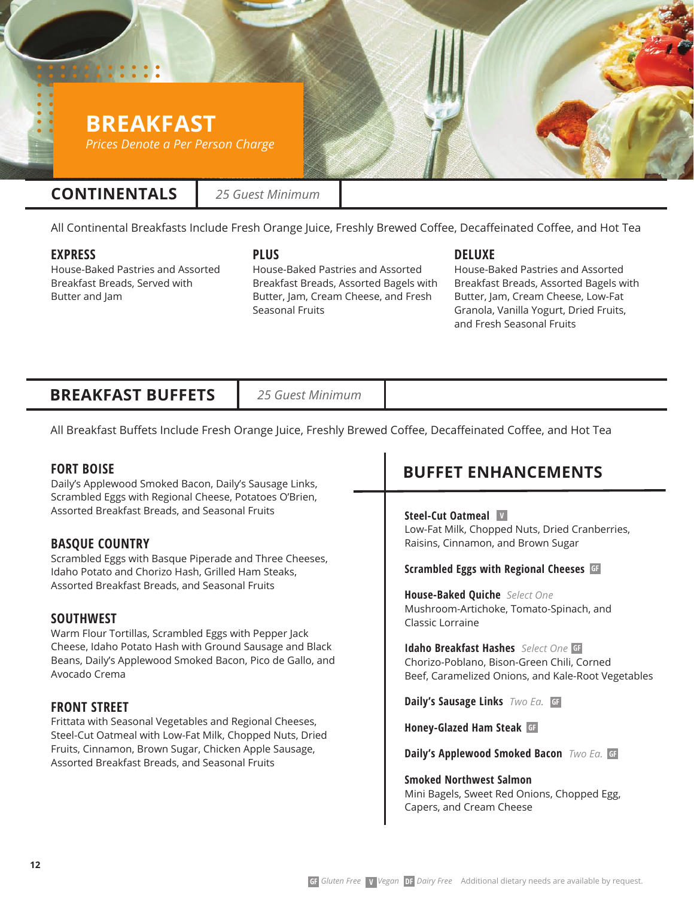# BREAKFAST

*Prices Denote a Per Person Charge*

## CONTINENTALS

*25 Guest Minimum*

All Continental Breakfasts Include Fresh Orange Juice, Freshly Brewed Coffee, Decaffeinated Coffee, and Hot Tea

### EXPRESS

House-Baked Pastries and Assorted Breakfast Breads, Served with Butter and Jam

### PLUS

House-Baked Pastries and Assorted Breakfast Breads, Assorted Bagels with Butter, Jam, Cream Cheese, and Fresh Seasonal Fruits

### DELUXE

House-Baked Pastries and Assorted Breakfast Breads, Assorted Bagels with Butter, Jam, Cream Cheese, Low-Fat Granola, Vanilla Yogurt, Dried Fruits, and Fresh Seasonal Fruits

## BREAKFAST BUFFETS

*25 Guest Minimum*

All Breakfast Buffets Include Fresh Orange Juice, Freshly Brewed Coffee, Decaffeinated Coffee, and Hot Tea

### FORT BOISE

Daily's Applewood Smoked Bacon, Daily's Sausage Links, Scrambled Eggs with Regional Cheese, Potatoes O'Brien, Assorted Breakfast Breads, and Seasonal Fruits

### BASQUE COUNTRY

Scrambled Eggs with Basque Piperade and Three Cheeses, Idaho Potato and Chorizo Hash, Grilled Ham Steaks, Assorted Breakfast Breads, and Seasonal Fruits

### SOUTHWEST

Warm Flour Tortillas, Scrambled Eggs with Pepper Jack Cheese, Idaho Potato Hash with Ground Sausage and Black Beans, Daily's Applewood Smoked Bacon, Pico de Gallo, and Avocado Crema

### FRONT STREET

Frittata with Seasonal Vegetables and Regional Cheeses, Steel-Cut Oatmeal with Low-Fat Milk, Chopped Nuts, Dried Fruits, Cinnamon, Brown Sugar, Chicken Apple Sausage, Assorted Breakfast Breads, and Seasonal Fruits

## BUFFET ENHANCEMENTS

**Steel-Cut Oatmeal** V
Low-Fat Milk, Chopped Nuts, Dried Cranberries, Raisins, Cinnamon, and Brown Sugar

**Scrambled Eggs with Regional Cheeses** GF

**House-Baked Quiche** *Select One*
Mushroom-Artichoke, Tomato-Spinach, and Classic Lorraine

**Idaho Breakfast Hashes** *Select One* GF
Chorizo-Poblano, Bison-Green Chili, Corned Beef, Caramelized Onions, and Kale-Root Vegetables

**Daily's Sausage Links** *Two Ea.* GF

**Honey-Glazed Ham Steak** GF

**Daily's Applewood Smoked Bacon** *Two Ea.* GF

**Smoked Northwest Salmon**
Mini Bagels, Sweet Red Onions, Chopped Egg, Capers, and Cream Cheese

GF *Gluten Free* V *Vegan* DF *Dairy Free* Additional dietary needs are available by request.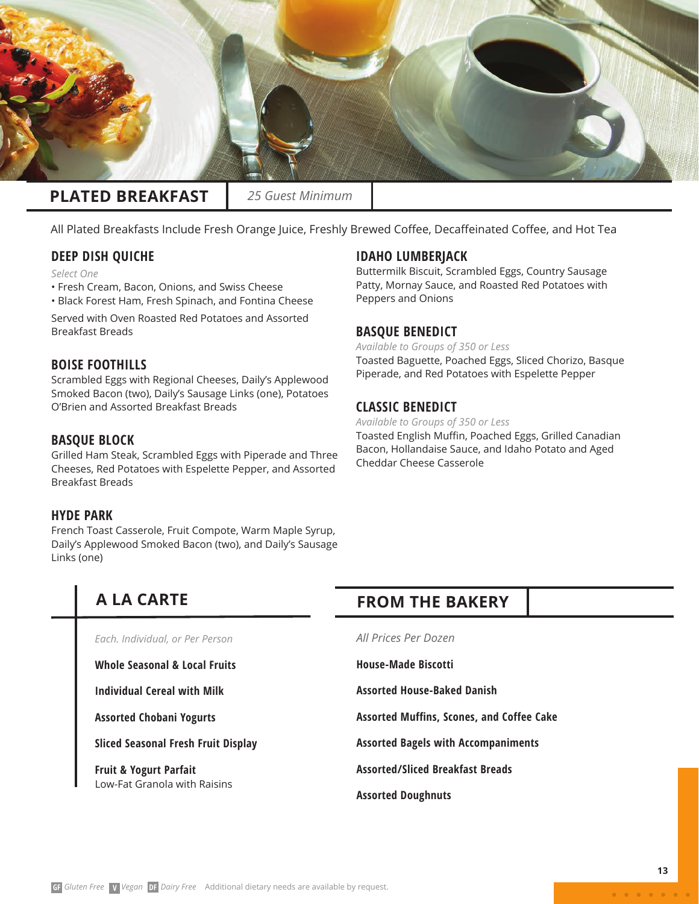## PLATED BREAKFAST

*25 Guest Minimum*

All Plated Breakfasts Include Fresh Orange Juice, Freshly Brewed Coffee, Decaffeinated Coffee, and Hot Tea

### DEEP DISH QUICHE

*Select One*

- Fresh Cream, Bacon, Onions, and Swiss Cheese
- Black Forest Ham, Fresh Spinach, and Fontina Cheese

Served with Oven Roasted Red Potatoes and Assorted Breakfast Breads

### BOISE FOOTHILLS

Scrambled Eggs with Regional Cheeses, Daily's Applewood Smoked Bacon (two), Daily's Sausage Links (one), Potatoes O'Brien and Assorted Breakfast Breads

### BASQUE BLOCK

Grilled Ham Steak, Scrambled Eggs with Piperade and Three Cheeses, Red Potatoes with Espelette Pepper, and Assorted Breakfast Breads

### HYDE PARK

French Toast Casserole, Fruit Compote, Warm Maple Syrup, Daily's Applewood Smoked Bacon (two), and Daily's Sausage Links (one)

### IDAHO LUMBERJACK

Buttermilk Biscuit, Scrambled Eggs, Country Sausage Patty, Mornay Sauce, and Roasted Red Potatoes with Peppers and Onions

### BASQUE BENEDICT

*Available to Groups of 350 or Less*

Toasted Baguette, Poached Eggs, Sliced Chorizo, Basque Piperade, and Red Potatoes with Espelette Pepper

### CLASSIC BENEDICT

*Available to Groups of 350 or Less*

Toasted English Muffin, Poached Eggs, Grilled Canadian Bacon, Hollandaise Sauce, and Idaho Potato and Aged Cheddar Cheese Casserole

## A LA CARTE

*Each, Individual, or Per Person*

**Whole Seasonal & Local Fruits**

**Individual Cereal with Milk**

**Assorted Chobani Yogurts**

**Sliced Seasonal Fresh Fruit Display**

**Fruit & Yogurt Parfait**
Low-Fat Granola with Raisins

## FROM THE BAKERY

*All Prices Per Dozen*

**House-Made Biscotti**

**Assorted House-Baked Danish**

**Assorted Muffins, Scones, and Coffee Cake**

**Assorted Bagels with Accompaniments**

**Assorted/Sliced Breakfast Breads**

**Assorted Doughnuts**

GF *Gluten Free* V *Vegan* DF *Dairy Free* Additional dietary needs are available by request.